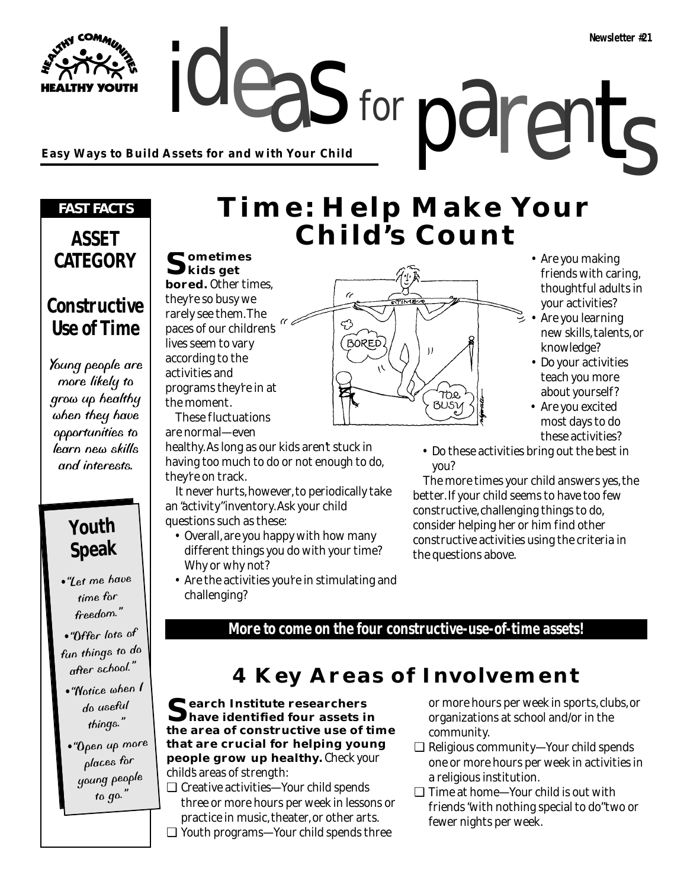Newsletter #21

HEALTHY COMMUNITIES • HEALTHY YOUTH

# ideas for parents

**Easy Ways to Build Assets for and with Your Child**

## FAST FACTS

### ASSET CATEGORY

### Constructive Use of Time

Young people are more likely to grow up healthy when they have opportunities to learn new skills and interests.

### Youth Speak

- "Let me have time for freedom."
- "Offer lots of fun things to do after school."
- "Notice when I do useful things."
- "Open up more places for young people to go."

## Time: Help Make Your Child's Count

**Sometimes kids get bored.** Other times, they're so busy we rarely see them. The paces of our children's lives seem to vary according to the activities and programs they're in at the moment.

These fluctuations are normal—even healthy. As long as our kids aren't stuck in having too much to do or not enough to do, they're on track.

It never hurts, however, to periodically take an "activity" inventory. Ask your child questions such as these:

- Overall, are you happy with how many different things you do with your time? Why or why not?
- Are the activities you're in stimulating and challenging?
- Are you making friends with caring, thoughtful adults in your activities?
- Are you learning new skills, talents, or knowledge?
- Do your activities teach you more about yourself?
- Are you excited most days to do these activities?
- Do these activities bring out the best in you?

The more times your child answers yes, the better. If your child seems to have too few constructive, challenging things to do, consider helping her or him find other constructive activities using the criteria in the questions above.

**More to come on the four constructive-use-of-time assets!**

## 4 Key Areas of Involvement

**Search Institute researchers have identified four assets in the area of constructive use of time that are crucial for helping young people grow up healthy.** Check your child's areas of strength:

- ❑ Creative activities—Your child spends three or more hours per week in lessons or practice in music, theater, or other arts.
- ❑ Youth programs—Your child spends three or more hours per week in sports, clubs, or organizations at school and/or in the community.
- ❑ Religious community—Your child spends one or more hours per week in activities in a religious institution.
- ❑ Time at home—Your child is out with friends "with nothing special to do" two or fewer nights per week.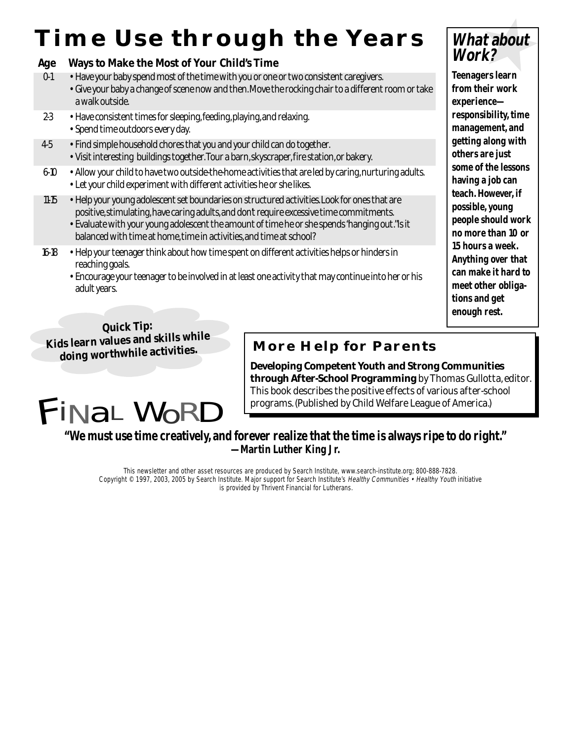# Time Use through the Years

| Age | Ways to Make the Most of Your Child's Time |
|---|---|
| 0-1 | • Have your baby spend most of the time with you or one or two consistent caregivers.<br>• Give your baby a change of scene now and then. Move the rocking chair to a different room or take a walk outside. |
| 2-3 | • Have consistent times for sleeping, feeding, playing, and relaxing.<br>• Spend time outdoors every day. |
| 4-5 | • Find simple household chores that you and your child can do together.<br>• Visit interesting buildings together. Tour a barn, skyscraper, fire station, or bakery. |
| 6-10 | • Allow your child to have two outside-the-home activities that are led by caring, nurturing adults.<br>• Let your child experiment with different activities he or she likes. |
| 11-15 | • Help your young adolescent set boundaries on structured activities. Look for ones that are positive, stimulating, have caring adults, and dont require excessive time commitments.<br>• Evaluate with your young adolescent the amount of time he or she spends "hanging out." Is it balanced with time at home, time in activities, and time at school? |
| 16-18 | • Help your teenager think about how time spent on different activities helps or hinders in reaching goals.<br>• Encourage your teenager to be involved in at least one activity that may continue into her or his adult years. |

## What about Work?

**Teenagers learn from their work experience—responsibility, time management, and getting along with others are just some of the lessons having a job can teach. However, if possible, young people should work no more than 10 or 15 hours a week. Anything over that can make it hard to meet other obligations and get enough rest.**

**Quick Tip:**
**Kids learn values and skills while doing worthwhile activities.**

## More Help for Parents

**Developing Competent Youth and Strong Communities through After-School Programming** by Thomas Gullotta, editor. This book describes the positive effects of various after-school programs. (Published by Child Welfare League of America.)

## Final Word

**"We must use time creatively, and forever realize that the time is always ripe to do right."**
**—Martin Luther King Jr.**

This newsletter and other asset resources are produced by Search Institute, www.search-institute.org; 800-888-7828.
Copyright © 1997, 2003, 2005 by Search Institute. Major support for Search Institute's *Healthy Communities • Healthy Youth* initiative is provided by Thrivent Financial for Lutherans.